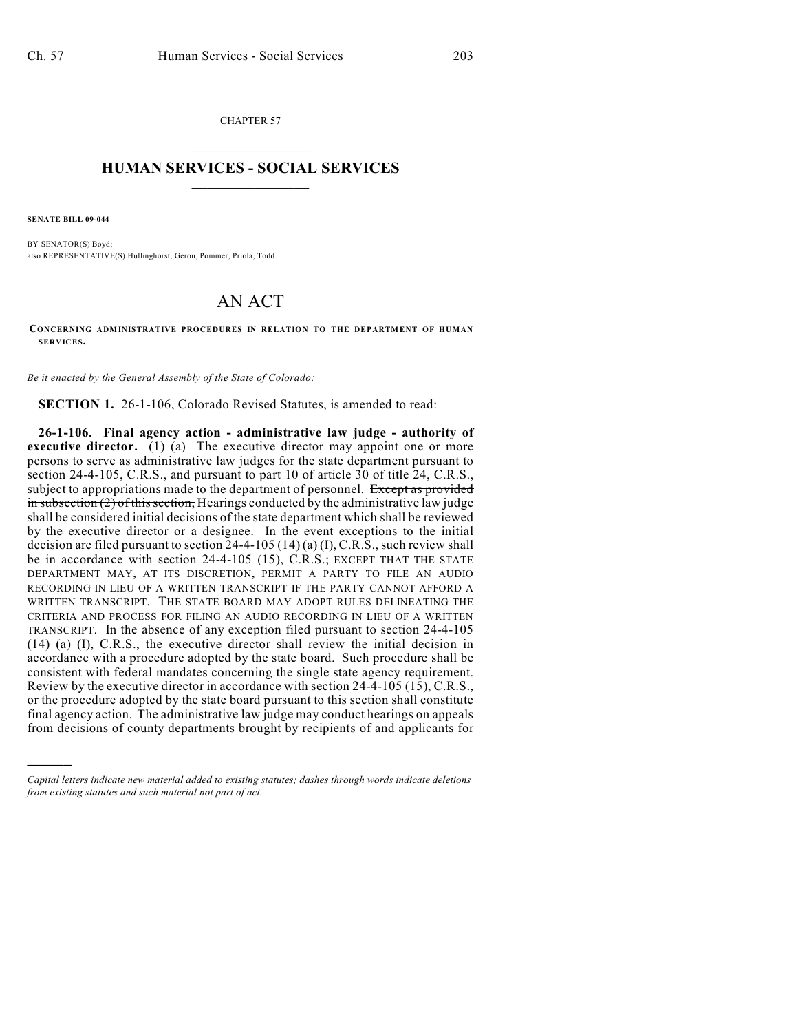CHAPTER 57

# HUMAN SERVICES - SOCIAL SERVICES

**SENATE BILL 09-044**

BY SENATOR(S) Boyd;
also REPRESENTATIVE(S) Hullinghorst, Gerou, Pommer, Priola, Todd.

# AN ACT

**CONCERNING ADMINISTRATIVE PROCEDURES IN RELATION TO THE DEPARTMENT OF HUMAN SERVICES.**

*Be it enacted by the General Assembly of the State of Colorado:*

**SECTION 1.** 26-1-106, Colorado Revised Statutes, is amended to read:

**26-1-106. Final agency action - administrative law judge - authority of executive director.** (1) (a) The executive director may appoint one or more persons to serve as administrative law judges for the state department pursuant to section 24-4-105, C.R.S., and pursuant to part 10 of article 30 of title 24, C.R.S., subject to appropriations made to the department of personnel. ~~Except as provided in subsection (2) of this section,~~ Hearings conducted by the administrative law judge shall be considered initial decisions of the state department which shall be reviewed by the executive director or a designee. In the event exceptions to the initial decision are filed pursuant to section 24-4-105 (14) (a) (I), C.R.S., such review shall be in accordance with section 24-4-105 (15), C.R.S.; EXCEPT THAT THE STATE DEPARTMENT MAY, AT ITS DISCRETION, PERMIT A PARTY TO FILE AN AUDIO RECORDING IN LIEU OF A WRITTEN TRANSCRIPT IF THE PARTY CANNOT AFFORD A WRITTEN TRANSCRIPT. THE STATE BOARD MAY ADOPT RULES DELINEATING THE CRITERIA AND PROCESS FOR FILING AN AUDIO RECORDING IN LIEU OF A WRITTEN TRANSCRIPT. In the absence of any exception filed pursuant to section 24-4-105 (14) (a) (I), C.R.S., the executive director shall review the initial decision in accordance with a procedure adopted by the state board. Such procedure shall be consistent with federal mandates concerning the single state agency requirement. Review by the executive director in accordance with section 24-4-105 (15), C.R.S., or the procedure adopted by the state board pursuant to this section shall constitute final agency action. The administrative law judge may conduct hearings on appeals from decisions of county departments brought by recipients of and applicants for

---

*Capital letters indicate new material added to existing statutes; dashes through words indicate deletions from existing statutes and such material not part of act.*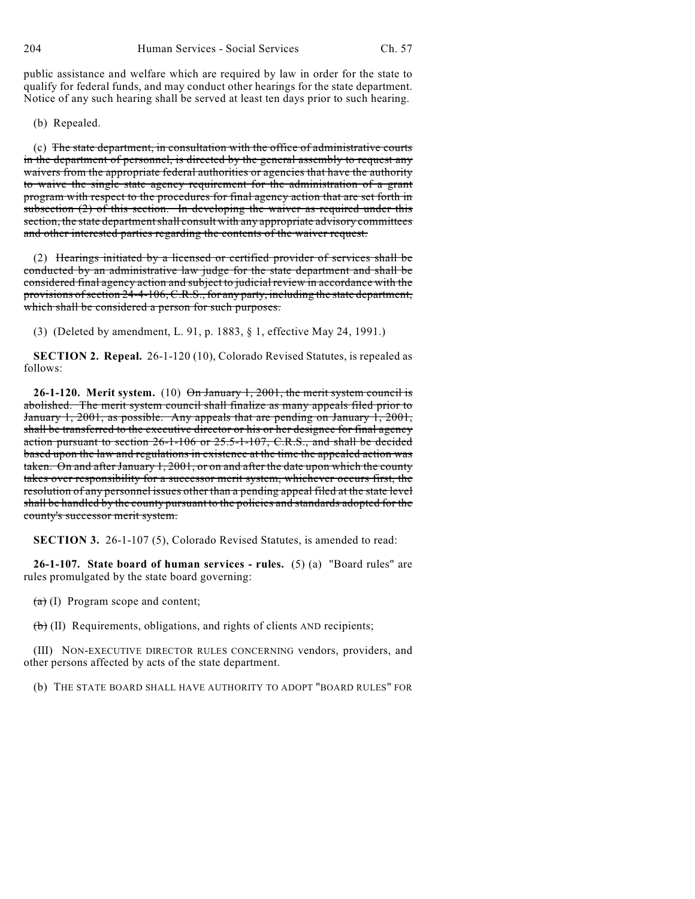public assistance and welfare which are required by law in order for the state to qualify for federal funds, and may conduct other hearings for the state department. Notice of any such hearing shall be served at least ten days prior to such hearing.

(b) Repealed.

(c) ~~The state department, in consultation with the office of administrative courts in the department of personnel, is directed by the general assembly to request any waivers from the appropriate federal authorities or agencies that have the authority to waive the single state agency requirement for the administration of a grant program with respect to the procedures for final agency action that are set forth in subsection (2) of this section. In developing the waiver as required under this section, the state department shall consult with any appropriate advisory committees and other interested parties regarding the contents of the waiver request.~~

(2) ~~Hearings initiated by a licensed or certified provider of services shall be conducted by an administrative law judge for the state department and shall be considered final agency action and subject to judicial review in accordance with the provisions of section 24-4-106, C.R.S., for any party, including the state department, which shall be considered a person for such purposes.~~

(3) (Deleted by amendment, L. 91, p. 1883, § 1, effective May 24, 1991.)

**SECTION 2. Repeal.** 26-1-120 (10), Colorado Revised Statutes, is repealed as follows:

**26-1-120. Merit system.** (10) ~~On January 1, 2001, the merit system council is abolished. The merit system council shall finalize as many appeals filed prior to January 1, 2001, as possible. Any appeals that are pending on January 1, 2001, shall be transferred to the executive director or his or her designee for final agency action pursuant to section 26-1-106 or 25.5-1-107, C.R.S., and shall be decided based upon the law and regulations in existence at the time the appealed action was taken. On and after January 1, 2001, or on and after the date upon which the county takes over responsibility for a successor merit system, whichever occurs first, the resolution of any personnel issues other than a pending appeal filed at the state level shall be handled by the county pursuant to the policies and standards adopted for the county's successor merit system.~~

**SECTION 3.** 26-1-107 (5), Colorado Revised Statutes, is amended to read:

**26-1-107. State board of human services - rules.** (5) (a) "Board rules" are rules promulgated by the state board governing:

~~(a)~~ (I) Program scope and content;

~~(b)~~ (II) Requirements, obligations, and rights of clients AND recipients;

(III) NON-EXECUTIVE DIRECTOR RULES CONCERNING vendors, providers, and other persons affected by acts of the state department.

(b) THE STATE BOARD SHALL HAVE AUTHORITY TO ADOPT "BOARD RULES" FOR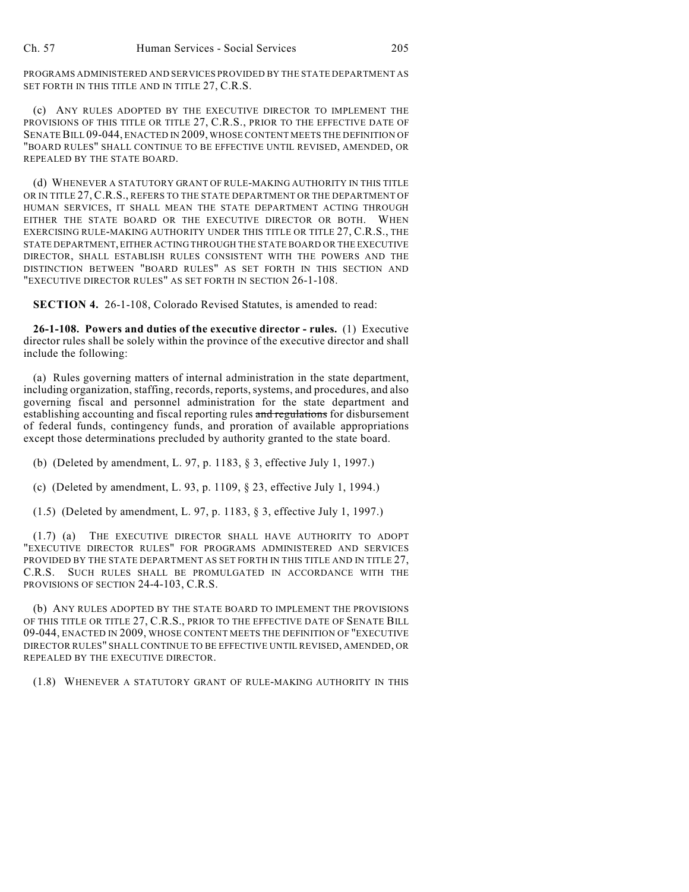PROGRAMS ADMINISTERED AND SERVICES PROVIDED BY THE STATE DEPARTMENT AS SET FORTH IN THIS TITLE AND IN TITLE 27, C.R.S.

(c) ANY RULES ADOPTED BY THE EXECUTIVE DIRECTOR TO IMPLEMENT THE PROVISIONS OF THIS TITLE OR TITLE 27, C.R.S., PRIOR TO THE EFFECTIVE DATE OF SENATE BILL 09-044, ENACTED IN 2009, WHOSE CONTENT MEETS THE DEFINITION OF "BOARD RULES" SHALL CONTINUE TO BE EFFECTIVE UNTIL REVISED, AMENDED, OR REPEALED BY THE STATE BOARD.

(d) WHENEVER A STATUTORY GRANT OF RULE-MAKING AUTHORITY IN THIS TITLE OR IN TITLE 27, C.R.S., REFERS TO THE STATE DEPARTMENT OR THE DEPARTMENT OF HUMAN SERVICES, IT SHALL MEAN THE STATE DEPARTMENT ACTING THROUGH EITHER THE STATE BOARD OR THE EXECUTIVE DIRECTOR OR BOTH. WHEN EXERCISING RULE-MAKING AUTHORITY UNDER THIS TITLE OR TITLE 27, C.R.S., THE STATE DEPARTMENT, EITHER ACTING THROUGH THE STATE BOARD OR THE EXECUTIVE DIRECTOR, SHALL ESTABLISH RULES CONSISTENT WITH THE POWERS AND THE DISTINCTION BETWEEN "BOARD RULES" AS SET FORTH IN THIS SECTION AND "EXECUTIVE DIRECTOR RULES" AS SET FORTH IN SECTION 26-1-108.

**SECTION 4.** 26-1-108, Colorado Revised Statutes, is amended to read:

**26-1-108. Powers and duties of the executive director - rules.** (1) Executive director rules shall be solely within the province of the executive director and shall include the following:

(a) Rules governing matters of internal administration in the state department, including organization, staffing, records, reports, systems, and procedures, and also governing fiscal and personnel administration for the state department and establishing accounting and fiscal reporting rules ~~and regulations~~ for disbursement of federal funds, contingency funds, and proration of available appropriations except those determinations precluded by authority granted to the state board.

(b) (Deleted by amendment, L. 97, p. 1183, § 3, effective July 1, 1997.)

(c) (Deleted by amendment, L. 93, p. 1109, § 23, effective July 1, 1994.)

(1.5) (Deleted by amendment, L. 97, p. 1183, § 3, effective July 1, 1997.)

(1.7) (a) THE EXECUTIVE DIRECTOR SHALL HAVE AUTHORITY TO ADOPT "EXECUTIVE DIRECTOR RULES" FOR PROGRAMS ADMINISTERED AND SERVICES PROVIDED BY THE STATE DEPARTMENT AS SET FORTH IN THIS TITLE AND IN TITLE 27, C.R.S. SUCH RULES SHALL BE PROMULGATED IN ACCORDANCE WITH THE PROVISIONS OF SECTION 24-4-103, C.R.S.

(b) ANY RULES ADOPTED BY THE STATE BOARD TO IMPLEMENT THE PROVISIONS OF THIS TITLE OR TITLE 27, C.R.S., PRIOR TO THE EFFECTIVE DATE OF SENATE BILL 09-044, ENACTED IN 2009, WHOSE CONTENT MEETS THE DEFINITION OF "EXECUTIVE DIRECTOR RULES" SHALL CONTINUE TO BE EFFECTIVE UNTIL REVISED, AMENDED, OR REPEALED BY THE EXECUTIVE DIRECTOR.

(1.8) WHENEVER A STATUTORY GRANT OF RULE-MAKING AUTHORITY IN THIS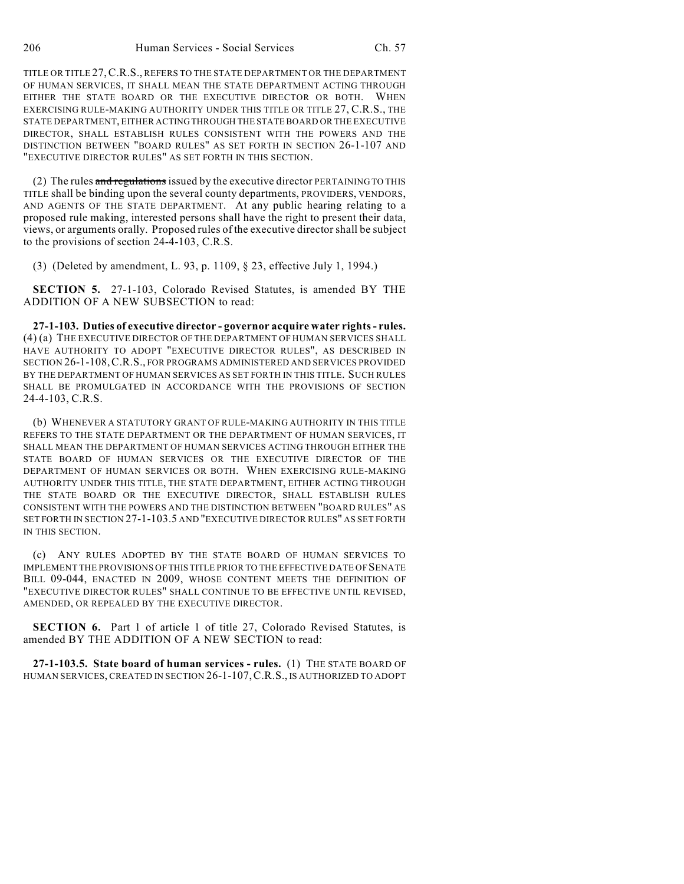TITLE OR TITLE 27, C.R.S., REFERS TO THE STATE DEPARTMENT OR THE DEPARTMENT OF HUMAN SERVICES, IT SHALL MEAN THE STATE DEPARTMENT ACTING THROUGH EITHER THE STATE BOARD OR THE EXECUTIVE DIRECTOR OR BOTH. WHEN EXERCISING RULE-MAKING AUTHORITY UNDER THIS TITLE OR TITLE 27, C.R.S., THE STATE DEPARTMENT, EITHER ACTING THROUGH THE STATE BOARD OR THE EXECUTIVE DIRECTOR, SHALL ESTABLISH RULES CONSISTENT WITH THE POWERS AND THE DISTINCTION BETWEEN "BOARD RULES" AS SET FORTH IN SECTION 26-1-107 AND "EXECUTIVE DIRECTOR RULES" AS SET FORTH IN THIS SECTION.

(2) The rules ~~and regulations~~ issued by the executive director PERTAINING TO THIS TITLE shall be binding upon the several county departments, PROVIDERS, VENDORS, AND AGENTS OF THE STATE DEPARTMENT. At any public hearing relating to a proposed rule making, interested persons shall have the right to present their data, views, or arguments orally. Proposed rules of the executive director shall be subject to the provisions of section 24-4-103, C.R.S.

(3) (Deleted by amendment, L. 93, p. 1109, § 23, effective July 1, 1994.)

**SECTION 5.** 27-1-103, Colorado Revised Statutes, is amended BY THE ADDITION OF A NEW SUBSECTION to read:

**27-1-103. Duties of executive director - governor acquire water rights - rules.** (4) (a) THE EXECUTIVE DIRECTOR OF THE DEPARTMENT OF HUMAN SERVICES SHALL HAVE AUTHORITY TO ADOPT "EXECUTIVE DIRECTOR RULES", AS DESCRIBED IN SECTION 26-1-108, C.R.S., FOR PROGRAMS ADMINISTERED AND SERVICES PROVIDED BY THE DEPARTMENT OF HUMAN SERVICES AS SET FORTH IN THIS TITLE. SUCH RULES SHALL BE PROMULGATED IN ACCORDANCE WITH THE PROVISIONS OF SECTION 24-4-103, C.R.S.

(b) WHENEVER A STATUTORY GRANT OF RULE-MAKING AUTHORITY IN THIS TITLE REFERS TO THE STATE DEPARTMENT OR THE DEPARTMENT OF HUMAN SERVICES, IT SHALL MEAN THE DEPARTMENT OF HUMAN SERVICES ACTING THROUGH EITHER THE STATE BOARD OF HUMAN SERVICES OR THE EXECUTIVE DIRECTOR OF THE DEPARTMENT OF HUMAN SERVICES OR BOTH. WHEN EXERCISING RULE-MAKING AUTHORITY UNDER THIS TITLE, THE STATE DEPARTMENT, EITHER ACTING THROUGH THE STATE BOARD OR THE EXECUTIVE DIRECTOR, SHALL ESTABLISH RULES CONSISTENT WITH THE POWERS AND THE DISTINCTION BETWEEN "BOARD RULES" AS SET FORTH IN SECTION 27-1-103.5 AND "EXECUTIVE DIRECTOR RULES" AS SET FORTH IN THIS SECTION.

(c) ANY RULES ADOPTED BY THE STATE BOARD OF HUMAN SERVICES TO IMPLEMENT THE PROVISIONS OF THIS TITLE PRIOR TO THE EFFECTIVE DATE OF SENATE BILL 09-044, ENACTED IN 2009, WHOSE CONTENT MEETS THE DEFINITION OF "EXECUTIVE DIRECTOR RULES" SHALL CONTINUE TO BE EFFECTIVE UNTIL REVISED, AMENDED, OR REPEALED BY THE EXECUTIVE DIRECTOR.

**SECTION 6.** Part 1 of article 1 of title 27, Colorado Revised Statutes, is amended BY THE ADDITION OF A NEW SECTION to read:

**27-1-103.5. State board of human services - rules.** (1) THE STATE BOARD OF HUMAN SERVICES, CREATED IN SECTION 26-1-107, C.R.S., IS AUTHORIZED TO ADOPT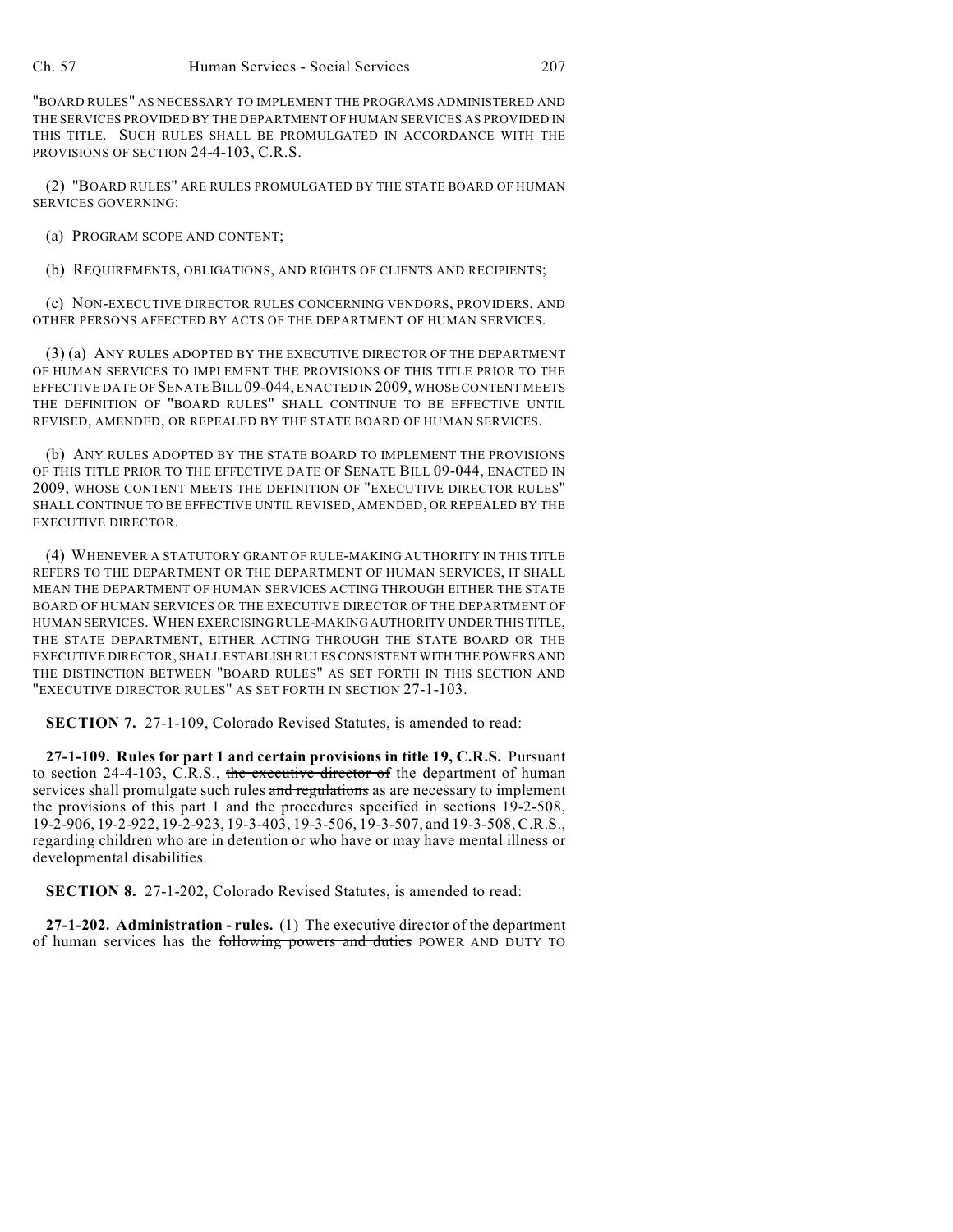"BOARD RULES" AS NECESSARY TO IMPLEMENT THE PROGRAMS ADMINISTERED AND THE SERVICES PROVIDED BY THE DEPARTMENT OF HUMAN SERVICES AS PROVIDED IN THIS TITLE. SUCH RULES SHALL BE PROMULGATED IN ACCORDANCE WITH THE PROVISIONS OF SECTION 24-4-103, C.R.S.

(2) "BOARD RULES" ARE RULES PROMULGATED BY THE STATE BOARD OF HUMAN SERVICES GOVERNING:

(a) PROGRAM SCOPE AND CONTENT;

(b) REQUIREMENTS, OBLIGATIONS, AND RIGHTS OF CLIENTS AND RECIPIENTS;

(c) NON-EXECUTIVE DIRECTOR RULES CONCERNING VENDORS, PROVIDERS, AND OTHER PERSONS AFFECTED BY ACTS OF THE DEPARTMENT OF HUMAN SERVICES.

(3) (a) ANY RULES ADOPTED BY THE EXECUTIVE DIRECTOR OF THE DEPARTMENT OF HUMAN SERVICES TO IMPLEMENT THE PROVISIONS OF THIS TITLE PRIOR TO THE EFFECTIVE DATE OF SENATE BILL 09-044, ENACTED IN 2009, WHOSE CONTENT MEETS THE DEFINITION OF "BOARD RULES" SHALL CONTINUE TO BE EFFECTIVE UNTIL REVISED, AMENDED, OR REPEALED BY THE STATE BOARD OF HUMAN SERVICES.

(b) ANY RULES ADOPTED BY THE STATE BOARD TO IMPLEMENT THE PROVISIONS OF THIS TITLE PRIOR TO THE EFFECTIVE DATE OF SENATE BILL 09-044, ENACTED IN 2009, WHOSE CONTENT MEETS THE DEFINITION OF "EXECUTIVE DIRECTOR RULES" SHALL CONTINUE TO BE EFFECTIVE UNTIL REVISED, AMENDED, OR REPEALED BY THE EXECUTIVE DIRECTOR.

(4) WHENEVER A STATUTORY GRANT OF RULE-MAKING AUTHORITY IN THIS TITLE REFERS TO THE DEPARTMENT OR THE DEPARTMENT OF HUMAN SERVICES, IT SHALL MEAN THE DEPARTMENT OF HUMAN SERVICES ACTING THROUGH EITHER THE STATE BOARD OF HUMAN SERVICES OR THE EXECUTIVE DIRECTOR OF THE DEPARTMENT OF HUMAN SERVICES. WHEN EXERCISING RULE-MAKING AUTHORITY UNDER THIS TITLE, THE STATE DEPARTMENT, EITHER ACTING THROUGH THE STATE BOARD OR THE EXECUTIVE DIRECTOR, SHALL ESTABLISH RULES CONSISTENT WITH THE POWERS AND THE DISTINCTION BETWEEN "BOARD RULES" AS SET FORTH IN THIS SECTION AND "EXECUTIVE DIRECTOR RULES" AS SET FORTH IN SECTION 27-1-103.

**SECTION 7.** 27-1-109, Colorado Revised Statutes, is amended to read:

**27-1-109. Rules for part 1 and certain provisions in title 19, C.R.S.** Pursuant to section 24-4-103, C.R.S., ~~the executive director of~~ the department of human services shall promulgate such rules ~~and regulations~~ as are necessary to implement the provisions of this part 1 and the procedures specified in sections 19-2-508, 19-2-906, 19-2-922, 19-2-923, 19-3-403, 19-3-506, 19-3-507, and 19-3-508, C.R.S., regarding children who are in detention or who have or may have mental illness or developmental disabilities.

**SECTION 8.** 27-1-202, Colorado Revised Statutes, is amended to read:

**27-1-202. Administration - rules.** (1) The executive director of the department of human services has the ~~following powers and duties~~ POWER AND DUTY TO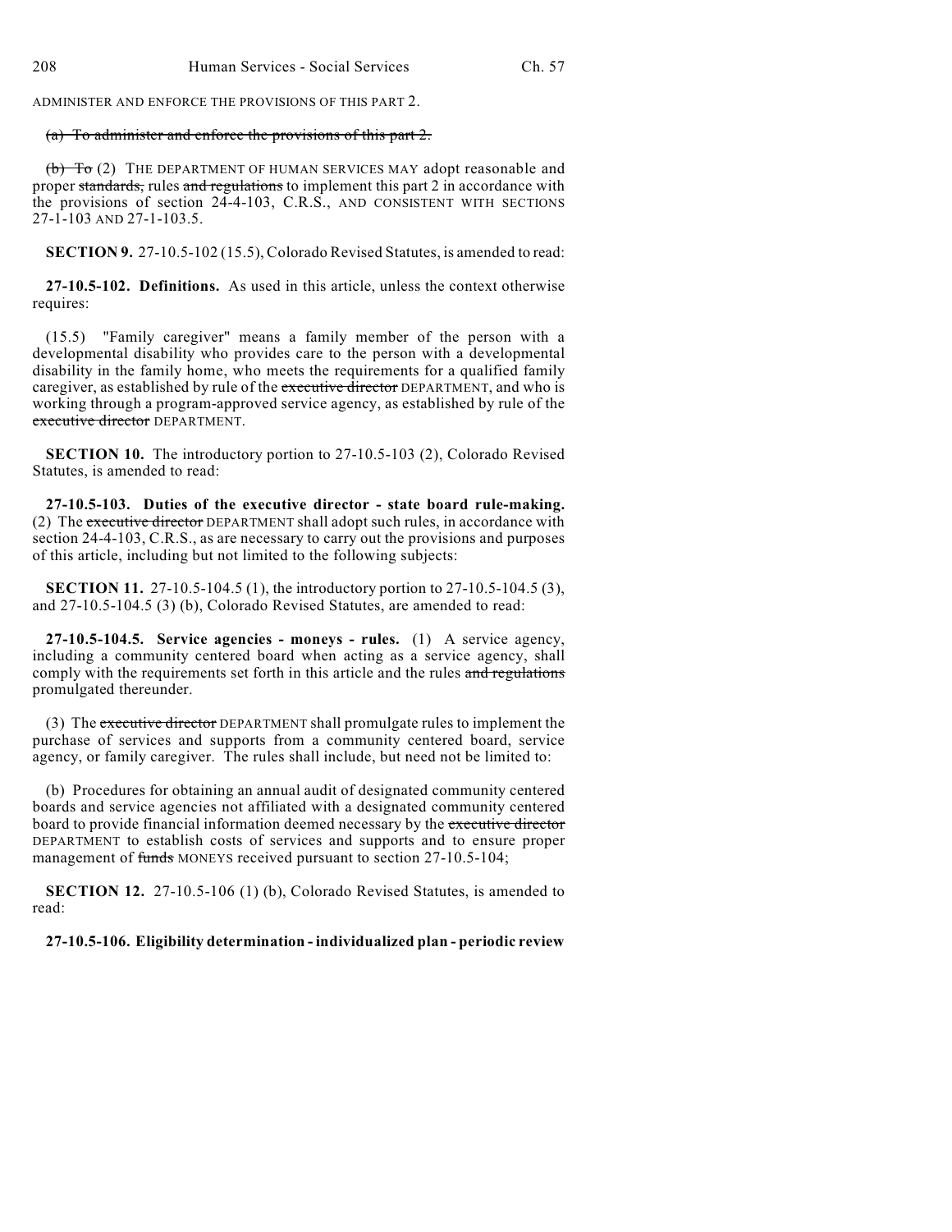ADMINISTER AND ENFORCE THE PROVISIONS OF THIS PART 2.

~~(a) To administer and enforce the provisions of this part 2.~~

~~(b) To~~ (2) THE DEPARTMENT OF HUMAN SERVICES MAY adopt reasonable and proper ~~standards,~~ rules ~~and regulations~~ to implement this part 2 in accordance with the provisions of section 24-4-103, C.R.S., AND CONSISTENT WITH SECTIONS 27-1-103 AND 27-1-103.5.

**SECTION 9.** 27-10.5-102 (15.5), Colorado Revised Statutes, is amended to read:

**27-10.5-102. Definitions.** As used in this article, unless the context otherwise requires:

(15.5) "Family caregiver" means a family member of the person with a developmental disability who provides care to the person with a developmental disability in the family home, who meets the requirements for a qualified family caregiver, as established by rule of the ~~executive director~~ DEPARTMENT, and who is working through a program-approved service agency, as established by rule of the ~~executive director~~ DEPARTMENT.

**SECTION 10.** The introductory portion to 27-10.5-103 (2), Colorado Revised Statutes, is amended to read:

**27-10.5-103. Duties of the executive director - state board rule-making.** (2) The ~~executive director~~ DEPARTMENT shall adopt such rules, in accordance with section 24-4-103, C.R.S., as are necessary to carry out the provisions and purposes of this article, including but not limited to the following subjects:

**SECTION 11.** 27-10.5-104.5 (1), the introductory portion to 27-10.5-104.5 (3), and 27-10.5-104.5 (3) (b), Colorado Revised Statutes, are amended to read:

**27-10.5-104.5. Service agencies - moneys - rules.** (1) A service agency, including a community centered board when acting as a service agency, shall comply with the requirements set forth in this article and the rules ~~and regulations~~ promulgated thereunder.

(3) The ~~executive director~~ DEPARTMENT shall promulgate rules to implement the purchase of services and supports from a community centered board, service agency, or family caregiver. The rules shall include, but need not be limited to:

(b) Procedures for obtaining an annual audit of designated community centered boards and service agencies not affiliated with a designated community centered board to provide financial information deemed necessary by the ~~executive director~~ DEPARTMENT to establish costs of services and supports and to ensure proper management of ~~funds~~ MONEYS received pursuant to section 27-10.5-104;

**SECTION 12.** 27-10.5-106 (1) (b), Colorado Revised Statutes, is amended to read:

**27-10.5-106. Eligibility determination - individualized plan - periodic review**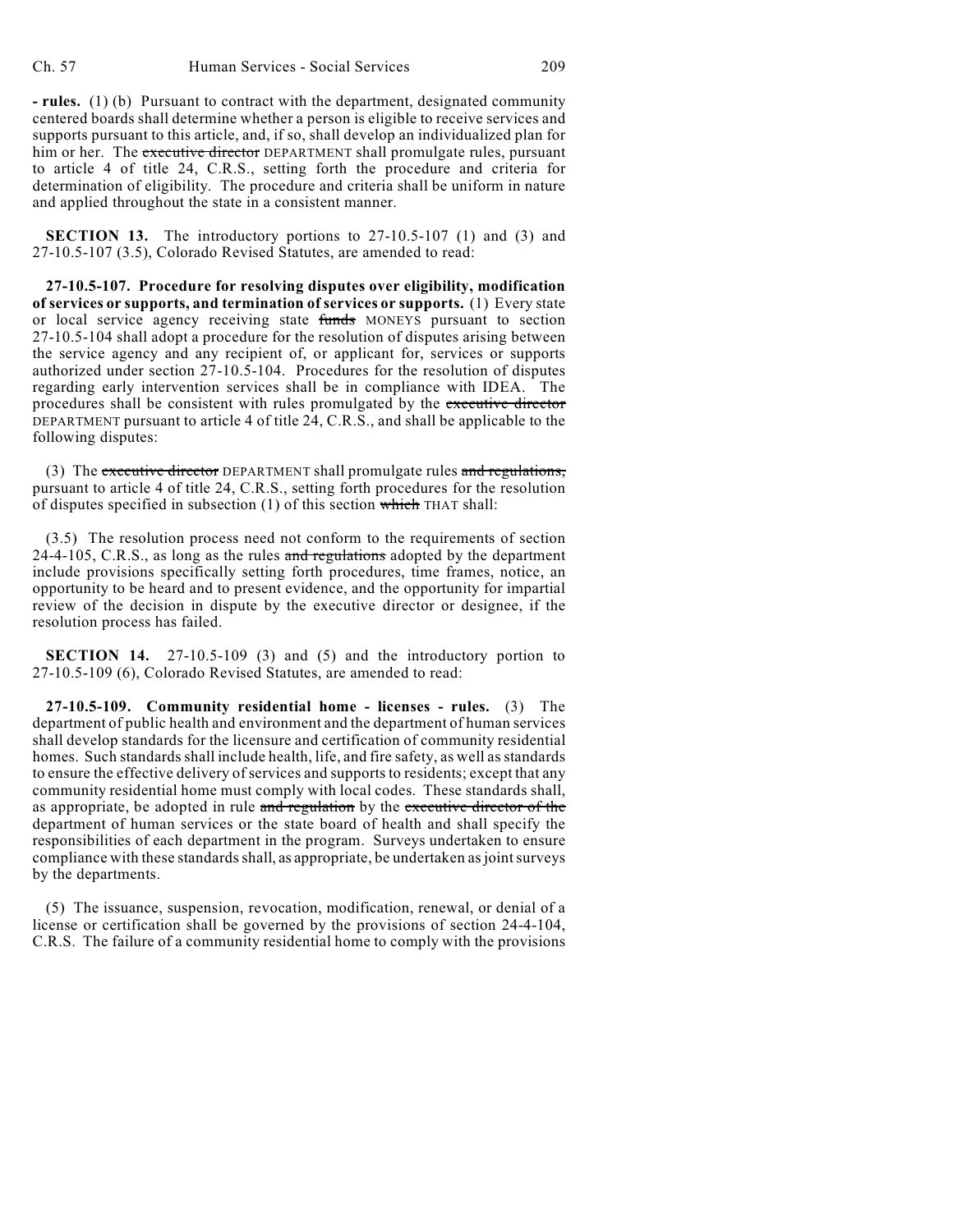**- rules.** (1) (b) Pursuant to contract with the department, designated community centered boards shall determine whether a person is eligible to receive services and supports pursuant to this article, and, if so, shall develop an individualized plan for him or her. The ~~executive director~~ DEPARTMENT shall promulgate rules, pursuant to article 4 of title 24, C.R.S., setting forth the procedure and criteria for determination of eligibility. The procedure and criteria shall be uniform in nature and applied throughout the state in a consistent manner.

**SECTION 13.** The introductory portions to 27-10.5-107 (1) and (3) and 27-10.5-107 (3.5), Colorado Revised Statutes, are amended to read:

**27-10.5-107. Procedure for resolving disputes over eligibility, modification of services or supports, and termination of services or supports.** (1) Every state or local service agency receiving state ~~funds~~ MONEYS pursuant to section 27-10.5-104 shall adopt a procedure for the resolution of disputes arising between the service agency and any recipient of, or applicant for, services or supports authorized under section 27-10.5-104. Procedures for the resolution of disputes regarding early intervention services shall be in compliance with IDEA. The procedures shall be consistent with rules promulgated by the ~~executive director~~ DEPARTMENT pursuant to article 4 of title 24, C.R.S., and shall be applicable to the following disputes:

(3) The ~~executive director~~ DEPARTMENT shall promulgate rules ~~and regulations,~~ pursuant to article 4 of title 24, C.R.S., setting forth procedures for the resolution of disputes specified in subsection (1) of this section ~~which~~ THAT shall:

(3.5) The resolution process need not conform to the requirements of section 24-4-105, C.R.S., as long as the rules ~~and regulations~~ adopted by the department include provisions specifically setting forth procedures, time frames, notice, an opportunity to be heard and to present evidence, and the opportunity for impartial review of the decision in dispute by the executive director or designee, if the resolution process has failed.

**SECTION 14.** 27-10.5-109 (3) and (5) and the introductory portion to 27-10.5-109 (6), Colorado Revised Statutes, are amended to read:

**27-10.5-109. Community residential home - licenses - rules.** (3) The department of public health and environment and the department of human services shall develop standards for the licensure and certification of community residential homes. Such standards shall include health, life, and fire safety, as well as standards to ensure the effective delivery of services and supports to residents; except that any community residential home must comply with local codes. These standards shall, as appropriate, be adopted in rule ~~and regulation~~ by the ~~executive director of the~~ department of human services or the state board of health and shall specify the responsibilities of each department in the program. Surveys undertaken to ensure compliance with these standards shall, as appropriate, be undertaken as joint surveys by the departments.

(5) The issuance, suspension, revocation, modification, renewal, or denial of a license or certification shall be governed by the provisions of section 24-4-104, C.R.S. The failure of a community residential home to comply with the provisions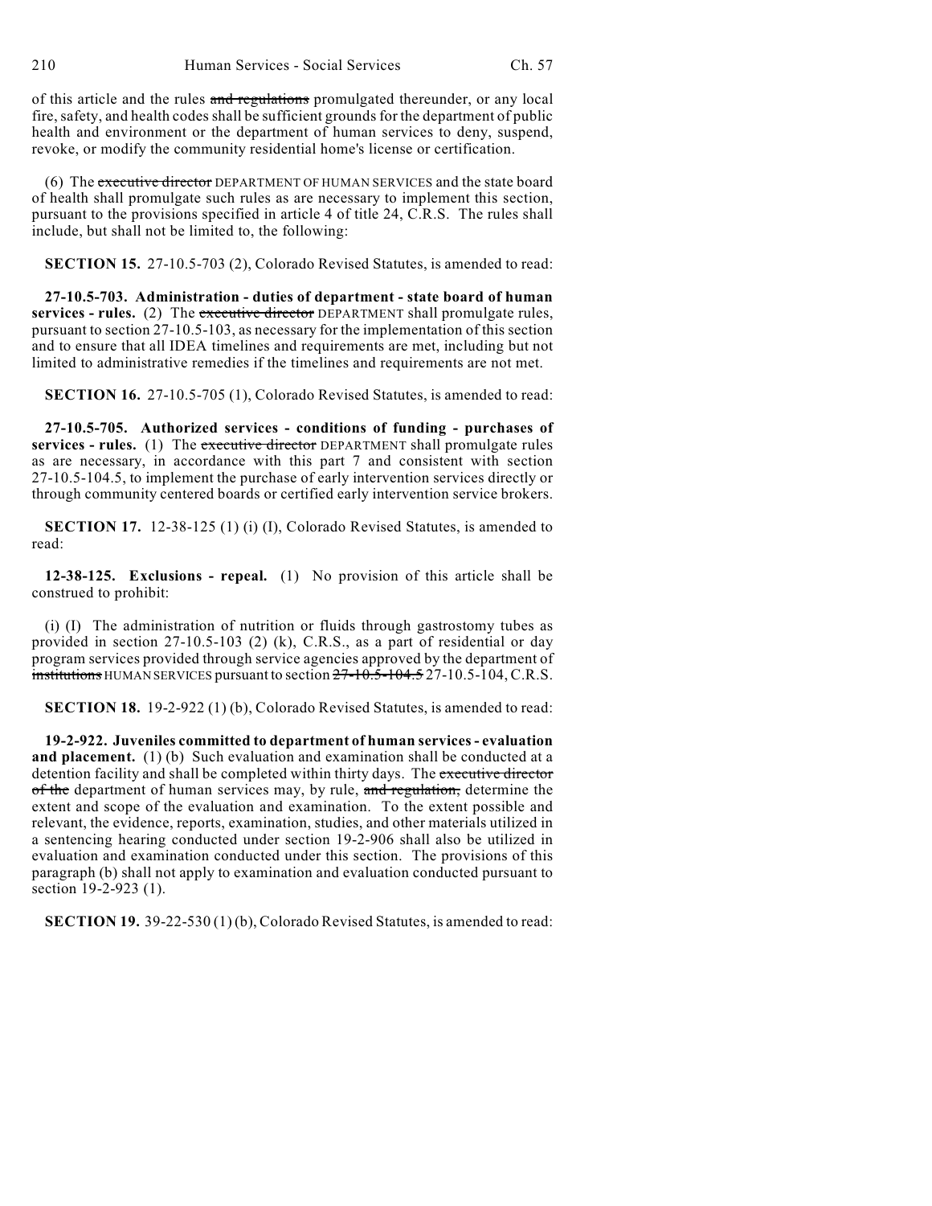of this article and the rules ~~and regulations~~ promulgated thereunder, or any local fire, safety, and health codes shall be sufficient grounds for the department of public health and environment or the department of human services to deny, suspend, revoke, or modify the community residential home's license or certification.

(6) The ~~executive director~~ DEPARTMENT OF HUMAN SERVICES and the state board of health shall promulgate such rules as are necessary to implement this section, pursuant to the provisions specified in article 4 of title 24, C.R.S. The rules shall include, but shall not be limited to, the following:

**SECTION 15.** 27-10.5-703 (2), Colorado Revised Statutes, is amended to read:

**27-10.5-703. Administration - duties of department - state board of human services - rules.** (2) The ~~executive director~~ DEPARTMENT shall promulgate rules, pursuant to section 27-10.5-103, as necessary for the implementation of this section and to ensure that all IDEA timelines and requirements are met, including but not limited to administrative remedies if the timelines and requirements are not met.

**SECTION 16.** 27-10.5-705 (1), Colorado Revised Statutes, is amended to read:

**27-10.5-705. Authorized services - conditions of funding - purchases of services - rules.** (1) The ~~executive director~~ DEPARTMENT shall promulgate rules as are necessary, in accordance with this part 7 and consistent with section 27-10.5-104.5, to implement the purchase of early intervention services directly or through community centered boards or certified early intervention service brokers.

**SECTION 17.** 12-38-125 (1) (i) (I), Colorado Revised Statutes, is amended to read:

**12-38-125. Exclusions - repeal.** (1) No provision of this article shall be construed to prohibit:

(i) (I) The administration of nutrition or fluids through gastrostomy tubes as provided in section 27-10.5-103 (2) (k), C.R.S., as a part of residential or day program services provided through service agencies approved by the department of ~~institutions~~ HUMAN SERVICES pursuant to section ~~27-10.5-104.5~~ 27-10.5-104, C.R.S.

**SECTION 18.** 19-2-922 (1) (b), Colorado Revised Statutes, is amended to read:

**19-2-922. Juveniles committed to department of human services - evaluation and placement.** (1) (b) Such evaluation and examination shall be conducted at a detention facility and shall be completed within thirty days. The ~~executive director of the~~ department of human services may, by rule, ~~and regulation,~~ determine the extent and scope of the evaluation and examination. To the extent possible and relevant, the evidence, reports, examination, studies, and other materials utilized in a sentencing hearing conducted under section 19-2-906 shall also be utilized in evaluation and examination conducted under this section. The provisions of this paragraph (b) shall not apply to examination and evaluation conducted pursuant to section 19-2-923 (1).

**SECTION 19.** 39-22-530 (1) (b), Colorado Revised Statutes, is amended to read: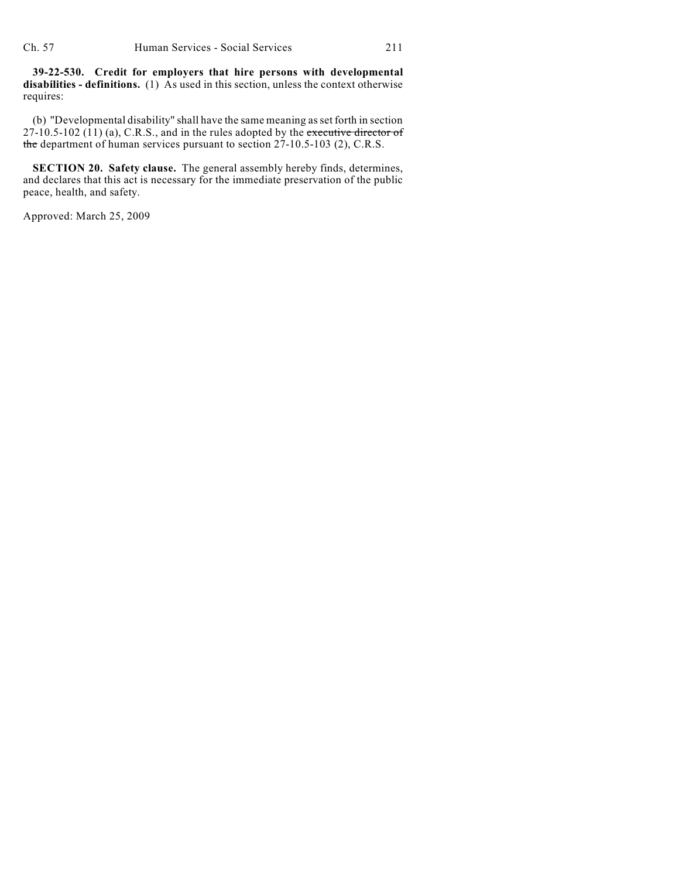**39-22-530. Credit for employers that hire persons with developmental disabilities - definitions.** (1) As used in this section, unless the context otherwise requires:

(b) "Developmental disability" shall have the same meaning as set forth in section 27-10.5-102 (11) (a), C.R.S., and in the rules adopted by the ~~executive director of the~~ department of human services pursuant to section 27-10.5-103 (2), C.R.S.

**SECTION 20. Safety clause.** The general assembly hereby finds, determines, and declares that this act is necessary for the immediate preservation of the public peace, health, and safety.

Approved: March 25, 2009